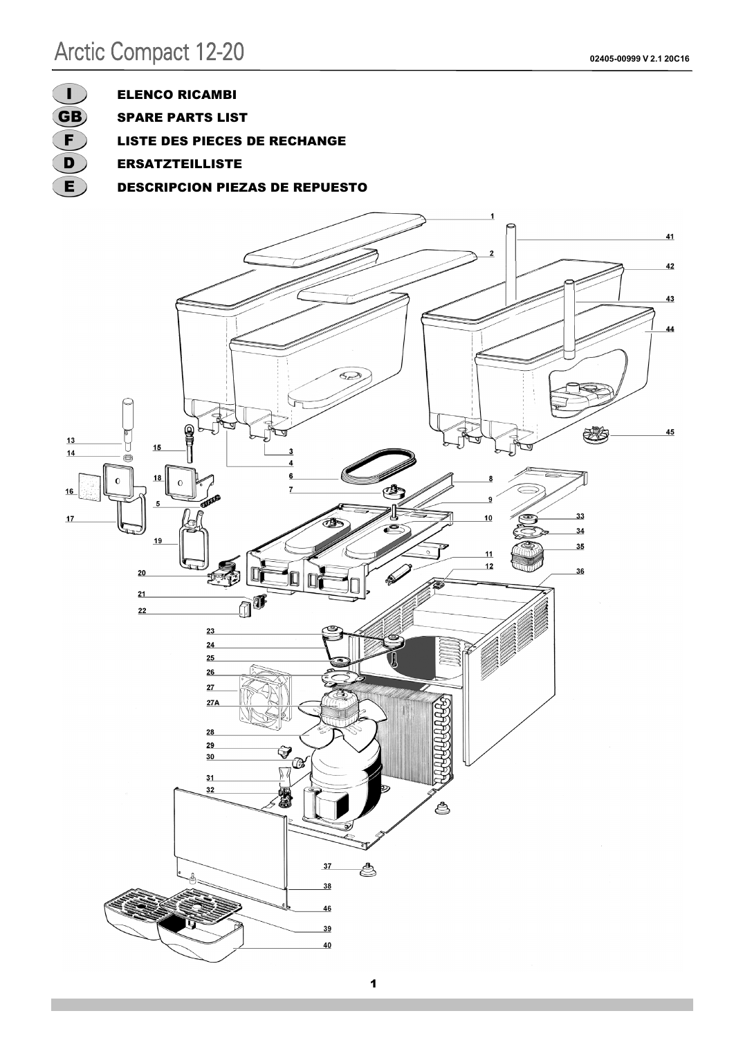# Arctic Compact 12-20

02405-00999 V 2.1 20C16

- **I** ELENCO RICAMBI
- **GB** SPARE PARTS LIST
- **F** LISTE DES PIECES DE RECHANGE
- **D** ERSATZTEILLISTE
- **E** DESCRIPCION PIEZAS DE REPUESTO

1, 2, 3, 4, 5, 6, 7, 8, 9, 10, 11, 12, 13, 14, 15, 16, 17, 18, 19, 20, 21, 22, 23, 24, 25, 26, 27, 27A, 28, 29, 30, 31, 32, 33, 34, 35, 36, 37, 38, 39, 40, 41, 42, 43, 44, 45, 46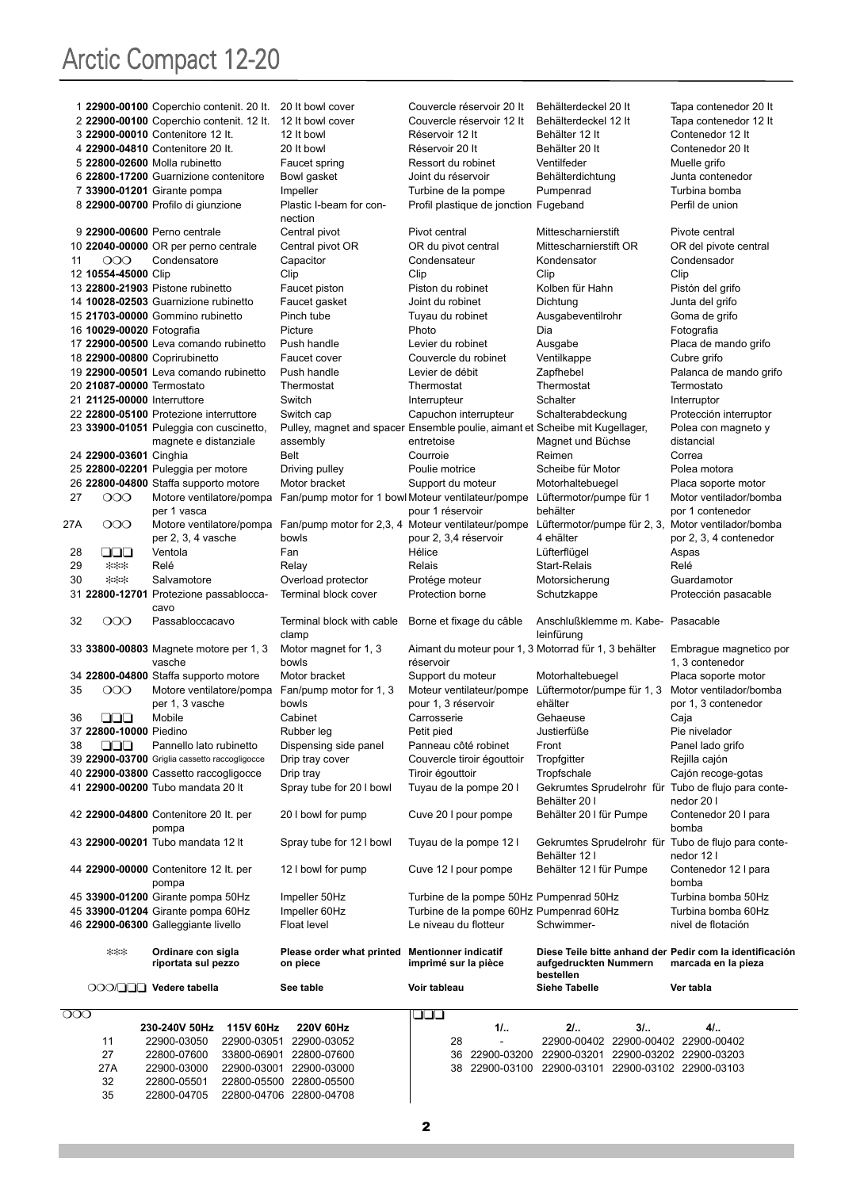# Arctic Compact 12-20

| # | Code | Italiano | English | Français | Deutsch | Español |
|---|---|---|---|---|---|---|
| 1 | **22900-00100** | Coperchio contenit. 20 lt. | 20 lt bowl cover | Couvercle réservoir 20 lt | Behälterdeckel 20 lt | Tapa contenedor 20 lt |
| 2 | **22900-00100** | Coperchio contenit. 12 lt. | 12 lt bowl cover | Couvercle réservoir 12 lt | Behälterdeckel 12 lt | Tapa contenedor 12 lt |
| 3 | **22900-00010** | Contenitore 12 lt. | 12 lt bowl | Réservoir 12 lt | Behälter 12 lt | Contenedor 12 lt |
| 4 | **22900-04810** | Contenitore 20 lt. | 20 lt bowl | Réservoir 20 lt | Behälter 20 lt | Contenedor 20 lt |
| 5 | **22800-02600** | Molla rubinetto | Faucet spring | Ressort du robinet | Ventilfeder | Muelle grifo |
| 6 | **22800-17200** | Guarnizione contenitore | Bowl gasket | Joint du réservoir | Behälterdichtung | Junta contenedor |
| 7 | **33900-01201** | Girante pompa | Impeller | Turbine de la pompe | Pumpenrad | Turbina bomba |
| 8 | **22900-00700** | Profilo di giunzione | Plastic I-beam for connection | Profil plastique de jonction | Fugeband | Perfil de union |
| 9 | **22900-00600** | Perno centrale | Central pivot | Pivot central | Mittescharnierstift | Pivote central |
| 10 | **22040-00000** | OR per perno centrale | Central pivot OR | OR du pivot central | Mittescharnierstift OR | OR del pivote central |
| 11 | ❍❍❍ | Condensatore | Capacitor | Condensateur | Kondensator | Condensador |
| 12 | **10554-45000** | Clip | Clip | Clip | Clip | Clip |
| 13 | **22800-21903** | Pistone rubinetto | Faucet piston | Piston du robinet | Kolben für Hahn | Pistón del grifo |
| 14 | **10028-02503** | Guarnizione rubinetto | Faucet gasket | Joint du robinet | Dichtung | Junta del grifo |
| 15 | **21703-00000** | Gommino rubinetto | Pinch tube | Tuyau du robinet | Ausgabeventilrohr | Goma de grifo |
| 16 | **10029-00020** | Fotografia | Picture | Photo | Dia | Fotografia |
| 17 | **22900-00500** | Leva comando rubinetto | Push handle | Levier du robinet | Ausgabe | Placa de mando grifo |
| 18 | **22900-00800** | Coprirubinetto | Faucet cover | Couvercle du robinet | Ventilkappe | Cubre grifo |
| 19 | **22900-00501** | Leva comando rubinetto | Push handle | Levier de débit | Zapfhebel | Palanca de mando grifo |
| 20 | **21087-00000** | Termostato | Thermostat | Thermostat | Thermostat | Termostato |
| 21 | **21125-00000** | Interruttore | Switch | Interrupteur | Schalter | Interruptor |
| 22 | **22800-05100** | Protezione interruttore | Switch cap | Capuchon interrupteur | Schalterabdeckung | Protección interruptor |
| 23 | **33900-01051** | Puleggia con cuscinetto, magnete e distanziale | Pulley, magnet and spacer assembly | Ensemble poulie, aimant et entretoise | Scheibe mit Kugellager, Magnet und Büchse | Polea con magneto y distancial |
| 24 | **22900-03601** | Cinghia | Belt | Courroie | Reimen | Correa |
| 25 | **22800-02201** | Puleggia per motore | Driving pulley | Poulie motrice | Scheibe für Motor | Polea motora |
| 26 | **22800-04800** | Staffa supporto motore | Motor bracket | Support du moteur | Motorhaltebuegel | Placa soporte motor |
| 27 | ❍❍❍ | Motore ventilatore/pompa per 1 vasca | Fan/pump motor for 1 bowl | Moteur ventilateur/pompe pour 1 réservoir | Lüftermotor/pumpe für 1 behälter | Motor ventilador/bomba por 1 contenedor |
| 27A | ❍❍❍ | Motore ventilatore/pompa per 2, 3, 4 vasche | Fan/pump motor for 2,3, 4 bowls | Moteur ventilateur/pompe pour 2, 3,4 réservoir | Lüftermotor/pumpe für 2, 3, 4 ehälter | Motor ventilador/bomba por 2, 3, 4 contenedor |
| 28 | ❑❑❑ | Ventola | Fan | Hélice | Lüfterflügel | Aspas |
| 29 | ❄❄❄ | Relé | Relay | Relais | Start-Relais | Relé |
| 30 | ❄❄❄ | Salvamotore | Overload protector | Protége moteur | Motorsicherung | Guardamotor |
| 31 | **22800-12701** | Protezione passablocca-cavo | Terminal block cover | Protection borne | Schutzkappe | Protección pasacable |
| 32 | ❍❍❍ | Passabloccacavo | Terminal block with cable clamp | Borne et fixage du câble | Anschlußklemme m. Kabeleinführung | Pasacable |
| 33 | **33800-00803** | Magnete motore per 1, 3 vasche | Motor magnet for 1, 3 bowls | Aimant du moteur pour 1, 3 réservoir | Motorrad für 1, 3 behälter | Embrague magnetico por 1, 3 contenedor |
| 34 | **22800-04800** | Staffa supporto motore | Motor bracket | Support du moteur | Motorhaltebuegel | Placa soporte motor |
| 35 | ❍❍❍ | Motore ventilatore/pompa per 1, 3 vasche | Fan/pump motor for 1, 3 bowls | Moteur ventilateur/pompe pour 1, 3 réservoir | Lüftermotor/pumpe für 1, 3 ehälter | Motor ventilador/bomba por 1, 3 contenedor |
| 36 | ❑❑❑ | Mobile | Cabinet | Carrosserie | Gehaeuse | Caja |
| 37 | **22800-10000** | Piedino | Rubber leg | Petit pied | Justierfüße | Pie nivelador |
| 38 | ❑❑❑ | Pannello lato rubinetto | Dispensing side panel | Panneau côté robinet | Front | Panel lado grifo |
| 39 | **22900-03700** | Griglia cassetto raccogligocce | Drip tray cover | Couvercle tiroir égouttoir | Tropfgitter | Rejilla cajón |
| 40 | **22900-03800** | Cassetto raccogligocce | Drip tray | Tiroir égouttoir | Tropfschale | Cajón recoge-gotas |
| 41 | **22900-00200** | Tubo mandata 20 lt | Spray tube for 20 l bowl | Tuyau de la pompe 20 l | Gekrumtes Sprudelrohr für Behälter 20 l | Tubo de flujo para contenedor 20 l |
| 42 | **22900-04800** | Contenitore 20 lt. per pompa | 20 l bowl for pump | Cuve 20 l pour pompe | Behälter 20 l für Pumpe | Contenedor 20 l para bomba |
| 43 | **22900-00201** | Tubo mandata 12 lt | Spray tube for 12 l bowl | Tuyau de la pompe 12 l | Gekrumtes Sprudelrohr für Behälter 12 l | Tubo de flujo para contenedor 12 l |
| 44 | **22900-00000** | Contenitore 12 lt. per pompa | 12 l bowl for pump | Cuve 12 l pour pompe | Behälter 12 l für Pumpe | Contenedor 12 l para bomba |
| 45 | **33900-01200** | Girante pompa 50Hz | Impeller 50Hz | Turbine de la pompe 50Hz | Pumpenrad 50Hz | Turbina bomba 50Hz |
| 45 | **33900-01204** | Girante pompa 60Hz | Impeller 60Hz | Turbine de la pompe 60Hz | Pumpenrad 60Hz | Turbina bomba 60Hz |
| 46 | **22900-06300** | Galleggiante livello | Float level | Le niveau du flotteur | Schwimmer- | nivel de flotación |
| | ❄❄❄ | **Ordinare con sigla riportata sul pezzo** | **Please order what printed on piece** | **Mentionner indicatif imprimé sur la pièce** | **Diese Teile bitte anhand der aufgedruckten Nummern bestellen** | **Pedir com la identificación marcada en la pieza** |
| | ❍❍❍/❑❑❑ | **Vedere tabella** | **See table** | **Voir tableau** | **Siehe Tabelle** | **Ver tabla** |

❍❍❍

| | **230-240V 50Hz** | **115V 60Hz** | **220V 60Hz** |
|---|---|---|---|
| 11 | 22900-03050 | 22900-03051 | 22900-03052 |
| 27 | 22800-07600 | 33800-06901 | 22800-07600 |
| 27A | 22900-03000 | 22900-03001 | 22900-03000 |
| 32 | 22800-05501 | 22800-05500 | 22800-05500 |
| 35 | 22800-04705 | 22800-04706 | 22800-04708 |

❑❑❑

| | **1/..** | **2/..** | **3/..** | **4/..** |
|---|---|---|---|---|
| 28 | - | 22900-00402 | 22900-00402 | 22900-00402 |
| 36 | 22900-03200 | 22900-03201 | 22900-03202 | 22900-03203 |
| 38 | 22900-03100 | 22900-03101 | 22900-03102 | 22900-03103 |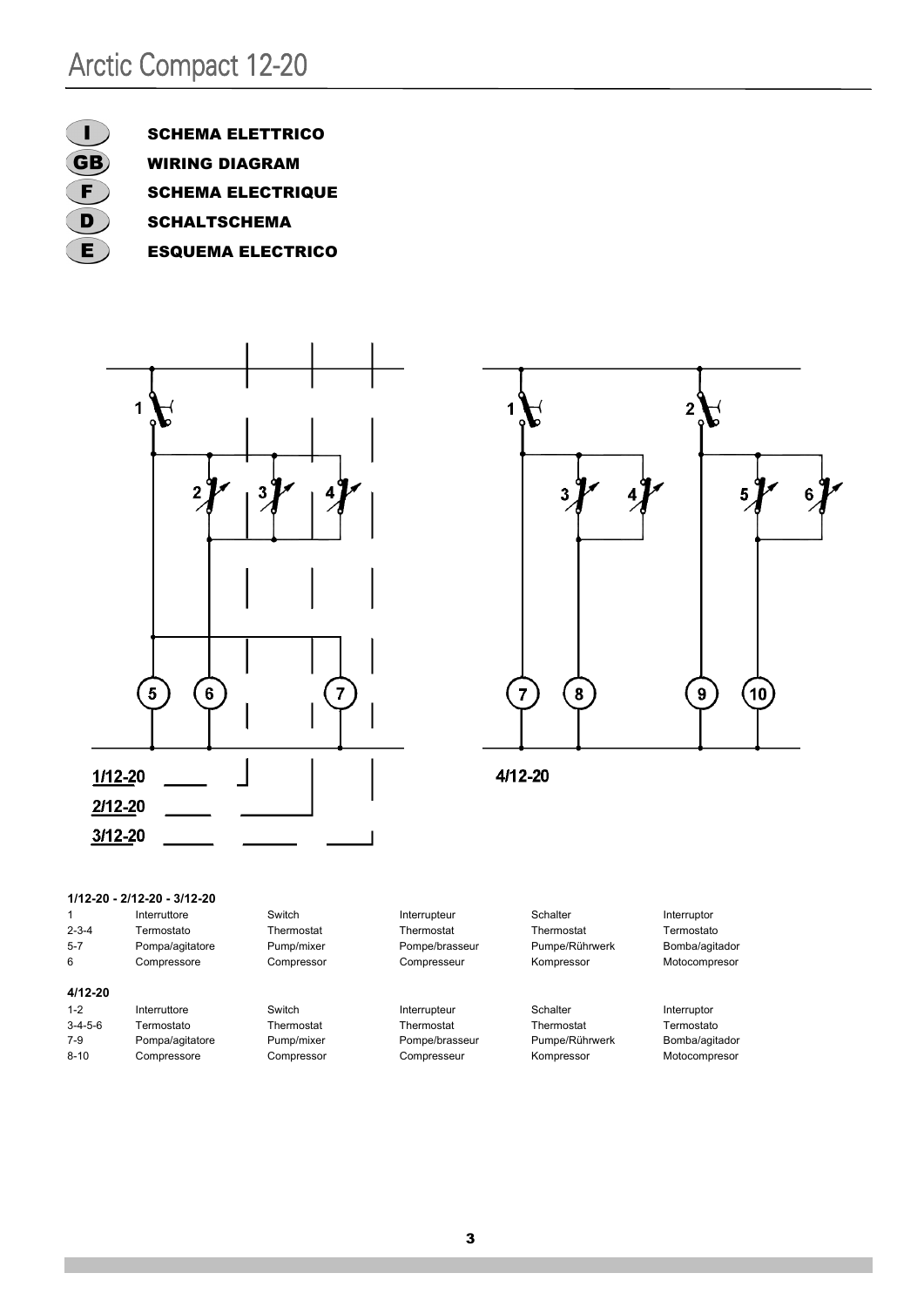# Arctic Compact 12-20

**I** SCHEMA ELETTRICO

**GB** WIRING DIAGRAM

**F** SCHEMA ELECTRIQUE

**D** SCHALTSCHEMA

**E** ESQUEMA ELECTRICO

1/12-20

2/12-20

3/12-20

4/12-20

**1/12-20 - 2/12-20 - 3/12-20**

| | | | | | |
|---|---|---|---|---|---|
| 1 | Interruttore | Switch | Interrupteur | Schalter | Interruptor |
| 2-3-4 | Termostato | Thermostat | Thermostat | Thermostat | Termostato |
| 5-7 | Pompa/agitatore | Pump/mixer | Pompe/brasseur | Pumpe/Rührwerk | Bomba/agitador |
| 6 | Compressore | Compressor | Compresseur | Kompressor | Motocompresor |

**4/12-20**

| | | | | | |
|---|---|---|---|---|---|
| 1-2 | Interruttore | Switch | Interrupteur | Schalter | Interruptor |
| 3-4-5-6 | Termostato | Thermostat | Thermostat | Thermostat | Termostato |
| 7-9 | Pompa/agitatore | Pump/mixer | Pompe/brasseur | Pumpe/Rührwerk | Bomba/agitador |
| 8-10 | Compressore | Compressor | Compresseur | Kompressor | Motocompresor |